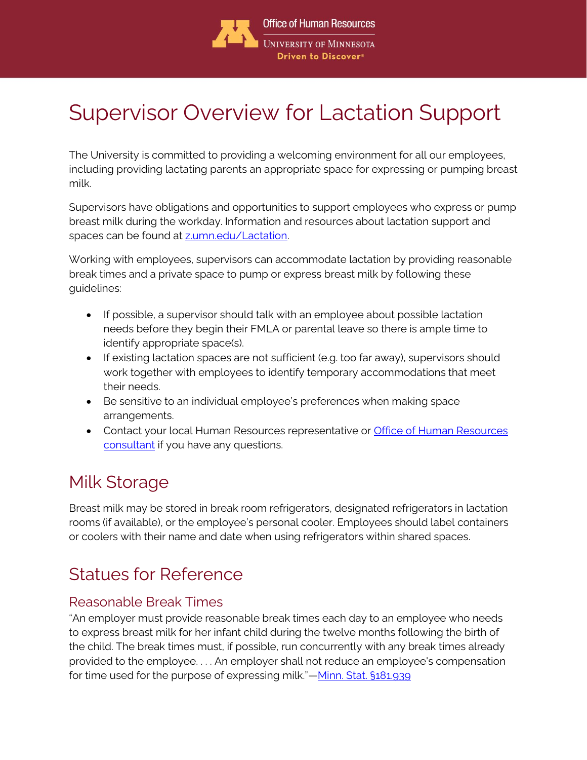Office of Human Resources
University of Minnesota
Driven to Discover®

# Supervisor Overview for Lactation Support

The University is committed to providing a welcoming environment for all our employees, including providing lactating parents an appropriate space for expressing or pumping breast milk.

Supervisors have obligations and opportunities to support employees who express or pump breast milk during the workday. Information and resources about lactation support and spaces can be found at [z.umn.edu/Lactation](z.umn.edu/Lactation).

Working with employees, supervisors can accommodate lactation by providing reasonable break times and a private space to pump or express breast milk by following these guidelines:

- If possible, a supervisor should talk with an employee about possible lactation needs before they begin their FMLA or parental leave so there is ample time to identify appropriate space(s).
- If existing lactation spaces are not sufficient (e.g. too far away), supervisors should work together with employees to identify temporary accommodations that meet their needs.
- Be sensitive to an individual employee's preferences when making space arrangements.
- Contact your local Human Resources representative or Office of Human Resources consultant if you have any questions.

## Milk Storage

Breast milk may be stored in break room refrigerators, designated refrigerators in lactation rooms (if available), or the employee's personal cooler. Employees should label containers or coolers with their name and date when using refrigerators within shared spaces.

## Statues for Reference

### Reasonable Break Times

"An employer must provide reasonable break times each day to an employee who needs to express breast milk for her infant child during the twelve months following the birth of the child. The break times must, if possible, run concurrently with any break times already provided to the employee. . . . An employer shall not reduce an employee's compensation for time used for the purpose of expressing milk."—Minn. Stat. §181.939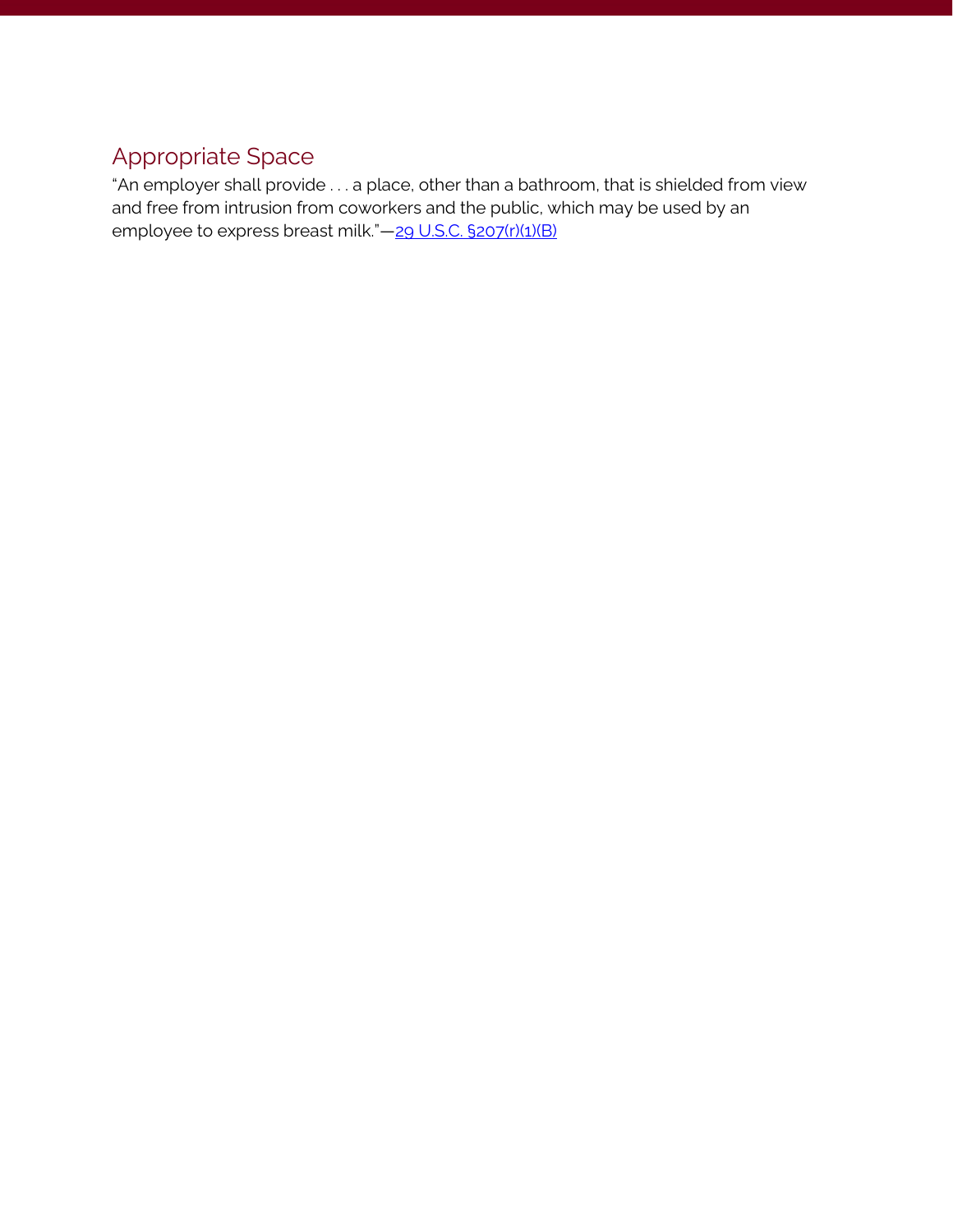## Appropriate Space

"An employer shall provide . . . a place, other than a bathroom, that is shielded from view and free from intrusion from coworkers and the public, which may be used by an employee to express breast milk."—29 U.S.C. §207(r)(1)(B)